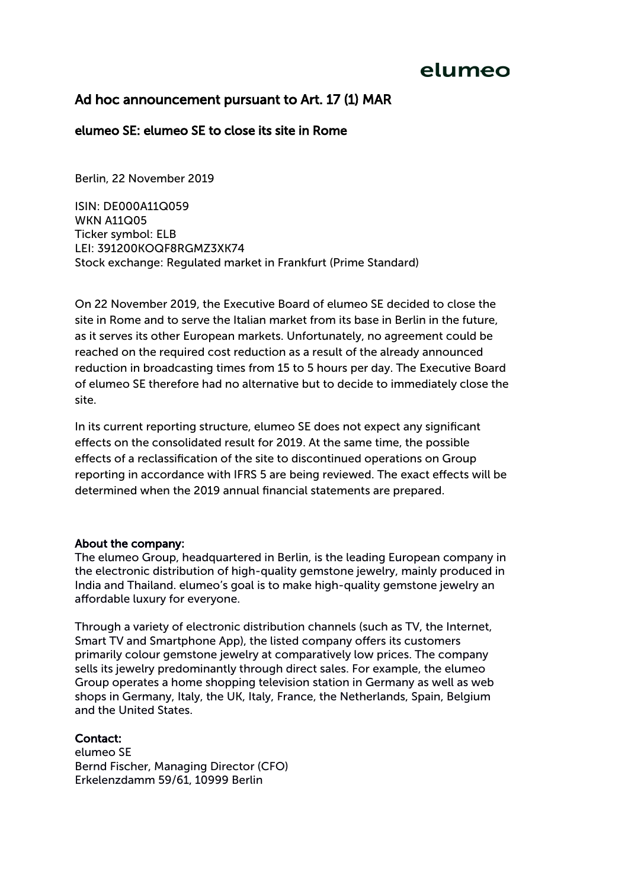elumeo

# Ad hoc announcement pursuant to Art. 17 (1) MAR

## elumeo SE: elumeo SE to close its site in Rome

Berlin, 22 November 2019

ISIN: DE000A11Q059
WKN A11Q05
Ticker symbol: ELB
LEI: 391200KOQF8RGMZ3XK74
Stock exchange: Regulated market in Frankfurt (Prime Standard)

On 22 November 2019, the Executive Board of elumeo SE decided to close the site in Rome and to serve the Italian market from its base in Berlin in the future, as it serves its other European markets. Unfortunately, no agreement could be reached on the required cost reduction as a result of the already announced reduction in broadcasting times from 15 to 5 hours per day. The Executive Board of elumeo SE therefore had no alternative but to decide to immediately close the site.

In its current reporting structure, elumeo SE does not expect any significant effects on the consolidated result for 2019. At the same time, the possible effects of a reclassification of the site to discontinued operations on Group reporting in accordance with IFRS 5 are being reviewed. The exact effects will be determined when the 2019 annual financial statements are prepared.

**About the company:**
The elumeo Group, headquartered in Berlin, is the leading European company in the electronic distribution of high-quality gemstone jewelry, mainly produced in India and Thailand. elumeo's goal is to make high-quality gemstone jewelry an affordable luxury for everyone.

Through a variety of electronic distribution channels (such as TV, the Internet, Smart TV and Smartphone App), the listed company offers its customers primarily colour gemstone jewelry at comparatively low prices. The company sells its jewelry predominantly through direct sales. For example, the elumeo Group operates a home shopping television station in Germany as well as web shops in Germany, Italy, the UK, Italy, France, the Netherlands, Spain, Belgium and the United States.

**Contact:**
elumeo SE
Bernd Fischer, Managing Director (CFO)
Erkelenzdamm 59/61, 10999 Berlin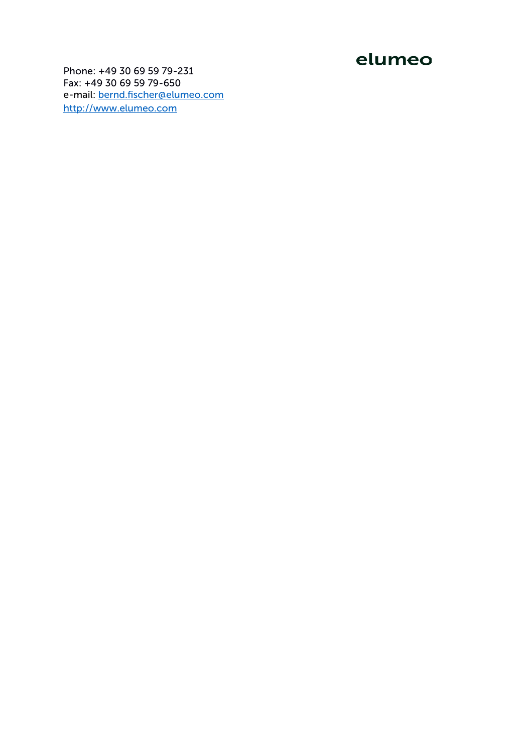elumeo

Phone: +49 30 69 59 79-231
Fax: +49 30 69 59 79-650
e-mail: [bernd.fischer@elumeo.com](mailto:bernd.fischer@elumeo.com)
[http://www.elumeo.com](http://www.elumeo.com)